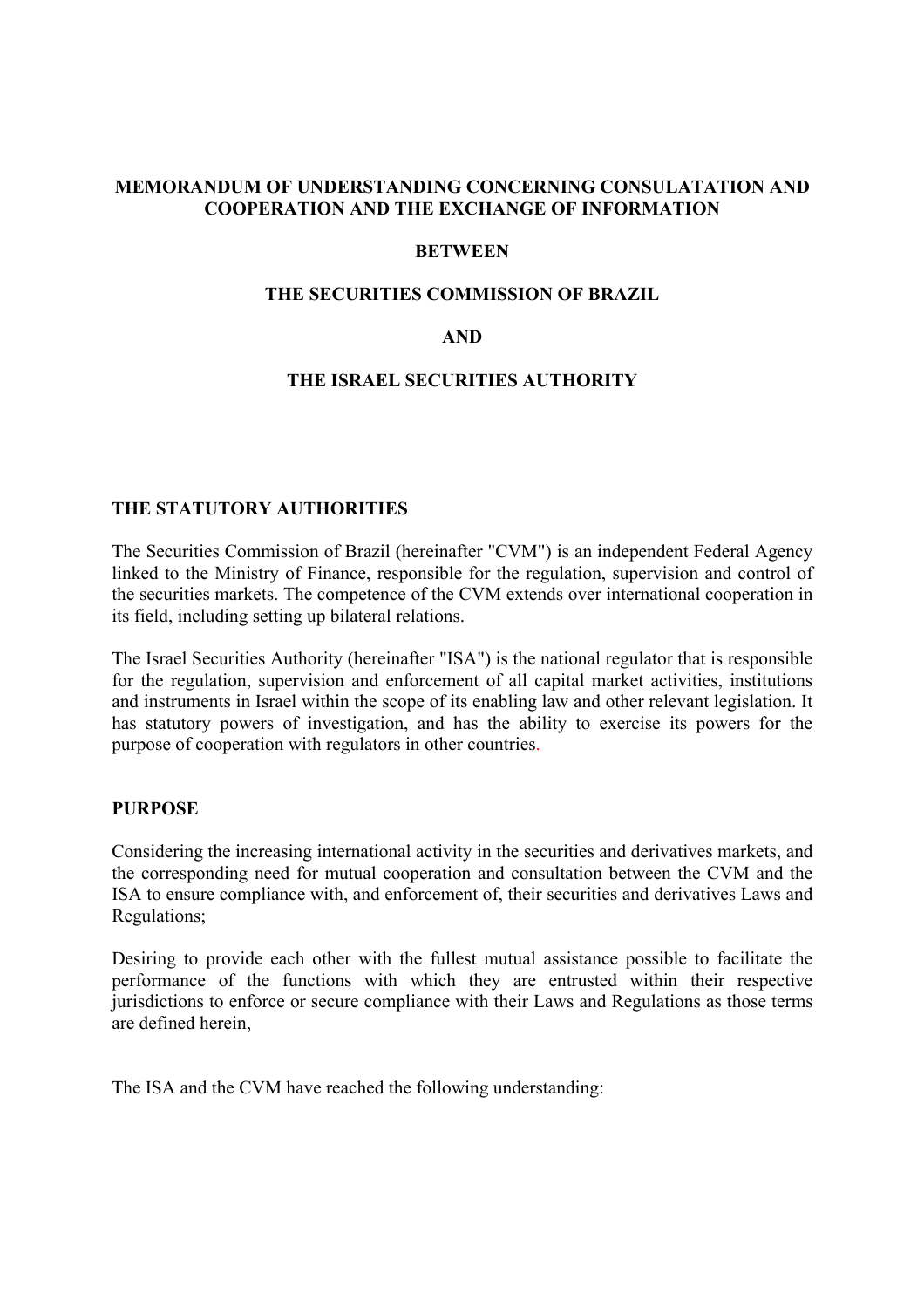# MEMORANDUM OF UNDERSTANDING CONCERNING CONSULATATION AND COOPERATION AND THE EXCHANGE OF INFORMATION

**BETWEEN**

**THE SECURITIES COMMISSION OF BRAZIL**

**AND**

**THE ISRAEL SECURITIES AUTHORITY**

## THE STATUTORY AUTHORITIES

The Securities Commission of Brazil (hereinafter "CVM") is an independent Federal Agency linked to the Ministry of Finance, responsible for the regulation, supervision and control of the securities markets. The competence of the CVM extends over international cooperation in its field, including setting up bilateral relations.

The Israel Securities Authority (hereinafter "ISA") is the national regulator that is responsible for the regulation, supervision and enforcement of all capital market activities, institutions and instruments in Israel within the scope of its enabling law and other relevant legislation. It has statutory powers of investigation, and has the ability to exercise its powers for the purpose of cooperation with regulators in other countries.

## PURPOSE

Considering the increasing international activity in the securities and derivatives markets, and the corresponding need for mutual cooperation and consultation between the CVM and the ISA to ensure compliance with, and enforcement of, their securities and derivatives Laws and Regulations;

Desiring to provide each other with the fullest mutual assistance possible to facilitate the performance of the functions with which they are entrusted within their respective jurisdictions to enforce or secure compliance with their Laws and Regulations as those terms are defined herein,

The ISA and the CVM have reached the following understanding: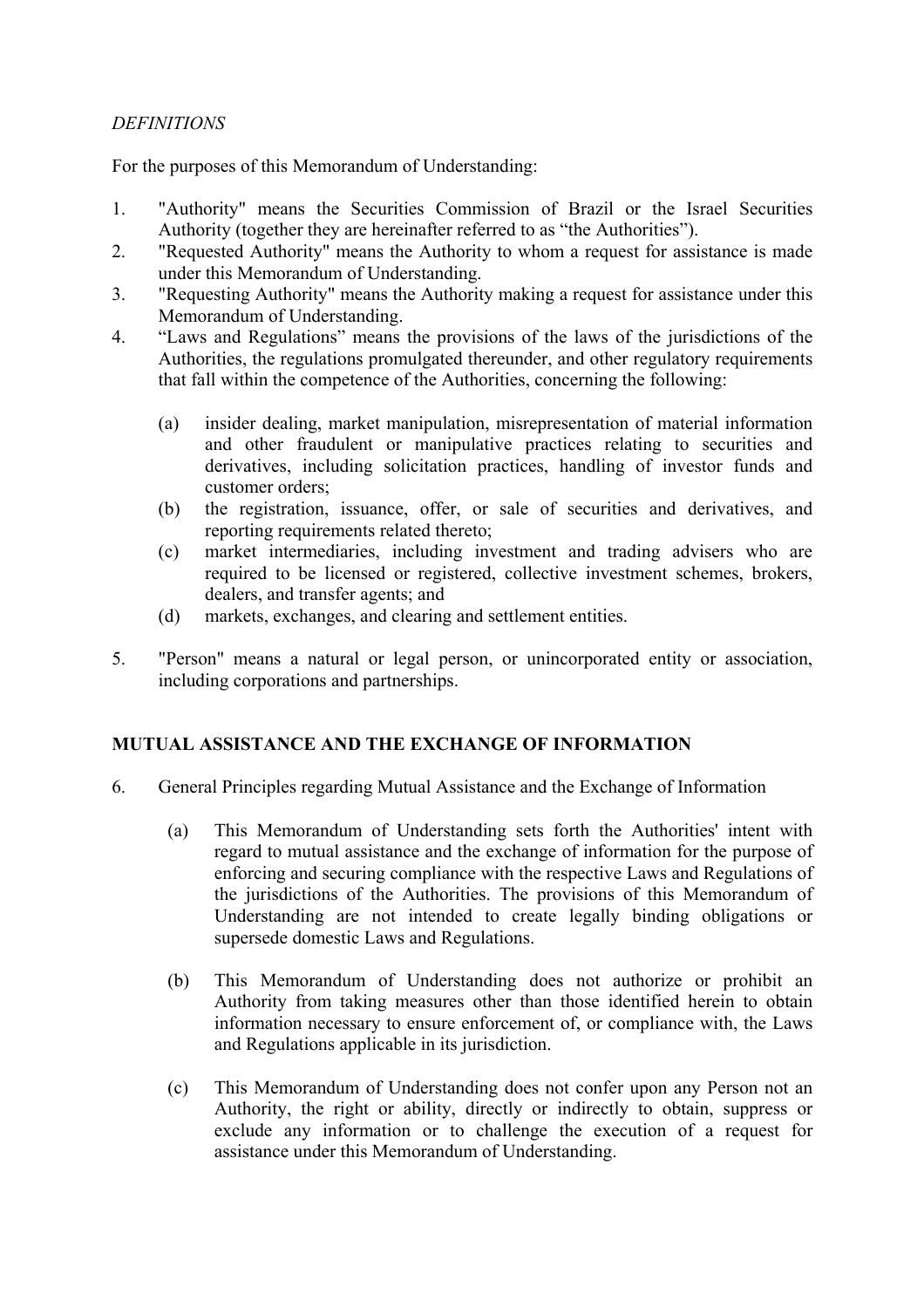*DEFINITIONS*

For the purposes of this Memorandum of Understanding:

1. "Authority" means the Securities Commission of Brazil or the Israel Securities Authority (together they are hereinafter referred to as "the Authorities").
2. "Requested Authority" means the Authority to whom a request for assistance is made under this Memorandum of Understanding.
3. "Requesting Authority" means the Authority making a request for assistance under this Memorandum of Understanding.
4. "Laws and Regulations" means the provisions of the laws of the jurisdictions of the Authorities, the regulations promulgated thereunder, and other regulatory requirements that fall within the competence of the Authorities, concerning the following:

   (a) insider dealing, market manipulation, misrepresentation of material information and other fraudulent or manipulative practices relating to securities and derivatives, including solicitation practices, handling of investor funds and customer orders;
   (b) the registration, issuance, offer, or sale of securities and derivatives, and reporting requirements related thereto;
   (c) market intermediaries, including investment and trading advisers who are required to be licensed or registered, collective investment schemes, brokers, dealers, and transfer agents; and
   (d) markets, exchanges, and clearing and settlement entities.

5. "Person" means a natural or legal person, or unincorporated entity or association, including corporations and partnerships.

**MUTUAL ASSISTANCE AND THE EXCHANGE OF INFORMATION**

6. General Principles regarding Mutual Assistance and the Exchange of Information

   (a) This Memorandum of Understanding sets forth the Authorities' intent with regard to mutual assistance and the exchange of information for the purpose of enforcing and securing compliance with the respective Laws and Regulations of the jurisdictions of the Authorities. The provisions of this Memorandum of Understanding are not intended to create legally binding obligations or supersede domestic Laws and Regulations.

   (b) This Memorandum of Understanding does not authorize or prohibit an Authority from taking measures other than those identified herein to obtain information necessary to ensure enforcement of, or compliance with, the Laws and Regulations applicable in its jurisdiction.

   (c) This Memorandum of Understanding does not confer upon any Person not an Authority, the right or ability, directly or indirectly to obtain, suppress or exclude any information or to challenge the execution of a request for assistance under this Memorandum of Understanding.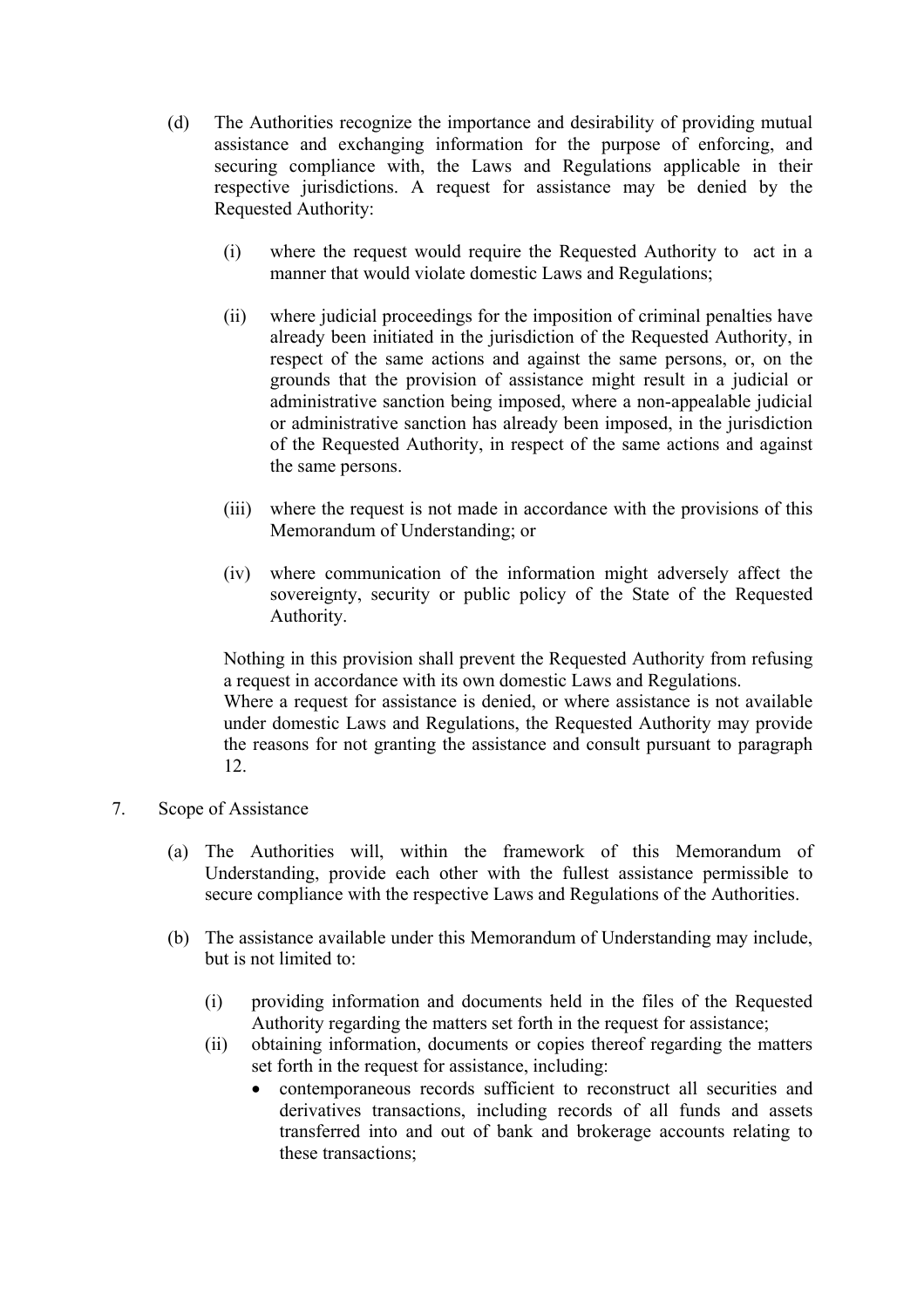(d) The Authorities recognize the importance and desirability of providing mutual assistance and exchanging information for the purpose of enforcing, and securing compliance with, the Laws and Regulations applicable in their respective jurisdictions. A request for assistance may be denied by the Requested Authority:

   (i) where the request would require the Requested Authority to act in a manner that would violate domestic Laws and Regulations;

   (ii) where judicial proceedings for the imposition of criminal penalties have already been initiated in the jurisdiction of the Requested Authority, in respect of the same actions and against the same persons, or, on the grounds that the provision of assistance might result in a judicial or administrative sanction being imposed, where a non-appealable judicial or administrative sanction has already been imposed, in the jurisdiction of the Requested Authority, in respect of the same actions and against the same persons.

   (iii) where the request is not made in accordance with the provisions of this Memorandum of Understanding; or

   (iv) where communication of the information might adversely affect the sovereignty, security or public policy of the State of the Requested Authority.

   Nothing in this provision shall prevent the Requested Authority from refusing a request in accordance with its own domestic Laws and Regulations.
   Where a request for assistance is denied, or where assistance is not available under domestic Laws and Regulations, the Requested Authority may provide the reasons for not granting the assistance and consult pursuant to paragraph 12.

7. Scope of Assistance

   (a) The Authorities will, within the framework of this Memorandum of Understanding, provide each other with the fullest assistance permissible to secure compliance with the respective Laws and Regulations of the Authorities.

   (b) The assistance available under this Memorandum of Understanding may include, but is not limited to:

      (i) providing information and documents held in the files of the Requested Authority regarding the matters set forth in the request for assistance;
      (ii) obtaining information, documents or copies thereof regarding the matters set forth in the request for assistance, including:
         - contemporaneous records sufficient to reconstruct all securities and derivatives transactions, including records of all funds and assets transferred into and out of bank and brokerage accounts relating to these transactions;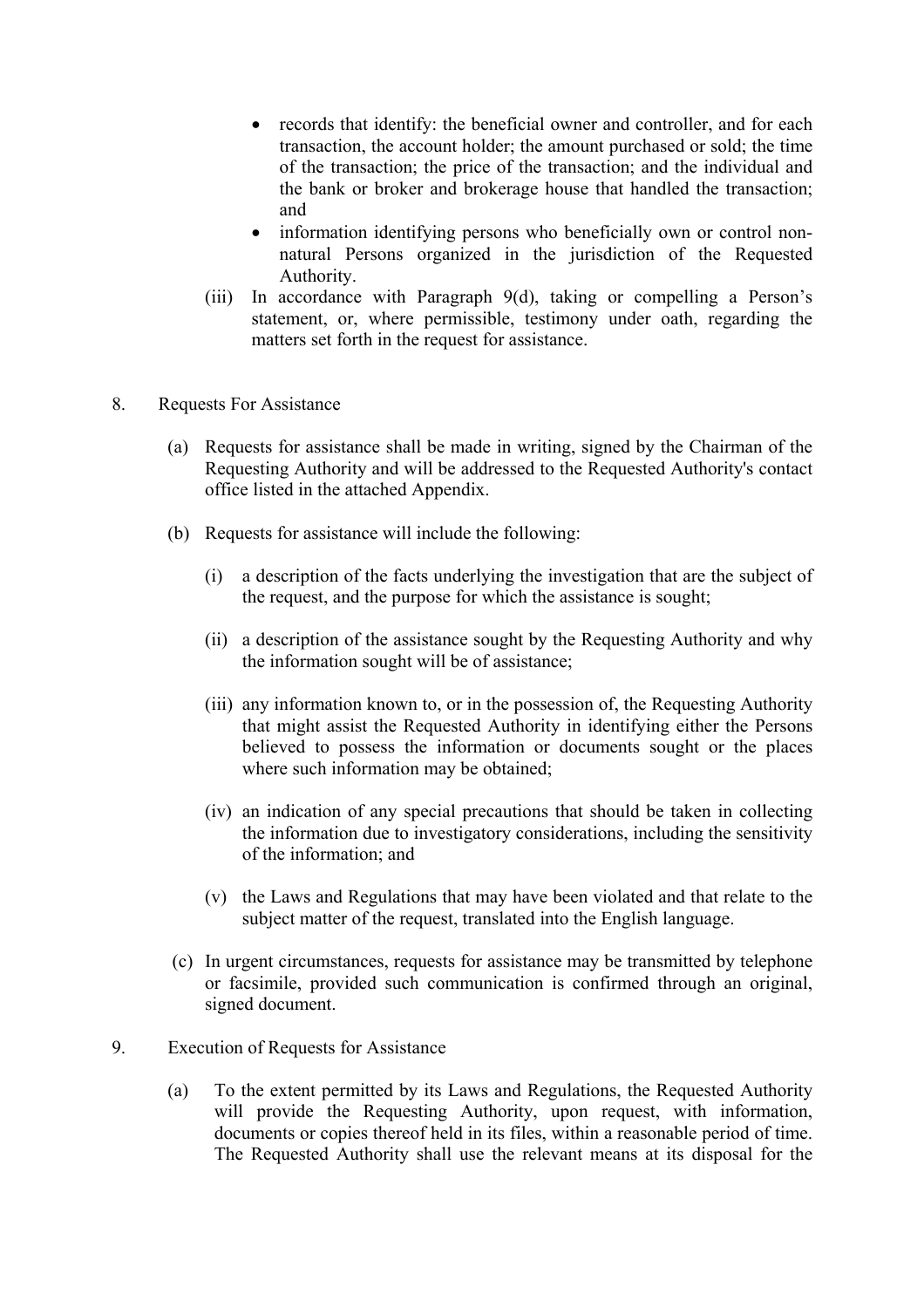- records that identify: the beneficial owner and controller, and for each transaction, the account holder; the amount purchased or sold; the time of the transaction; the price of the transaction; and the individual and the bank or broker and brokerage house that handled the transaction; and
- information identifying persons who beneficially own or control non-natural Persons organized in the jurisdiction of the Requested Authority.

(iii) In accordance with Paragraph 9(d), taking or compelling a Person's statement, or, where permissible, testimony under oath, regarding the matters set forth in the request for assistance.

8. Requests For Assistance

(a) Requests for assistance shall be made in writing, signed by the Chairman of the Requesting Authority and will be addressed to the Requested Authority's contact office listed in the attached Appendix.

(b) Requests for assistance will include the following:

(i) a description of the facts underlying the investigation that are the subject of the request, and the purpose for which the assistance is sought;

(ii) a description of the assistance sought by the Requesting Authority and why the information sought will be of assistance;

(iii) any information known to, or in the possession of, the Requesting Authority that might assist the Requested Authority in identifying either the Persons believed to possess the information or documents sought or the places where such information may be obtained;

(iv) an indication of any special precautions that should be taken in collecting the information due to investigatory considerations, including the sensitivity of the information; and

(v) the Laws and Regulations that may have been violated and that relate to the subject matter of the request, translated into the English language.

(c) In urgent circumstances, requests for assistance may be transmitted by telephone or facsimile, provided such communication is confirmed through an original, signed document.

9. Execution of Requests for Assistance

(a) To the extent permitted by its Laws and Regulations, the Requested Authority will provide the Requesting Authority, upon request, with information, documents or copies thereof held in its files, within a reasonable period of time. The Requested Authority shall use the relevant means at its disposal for the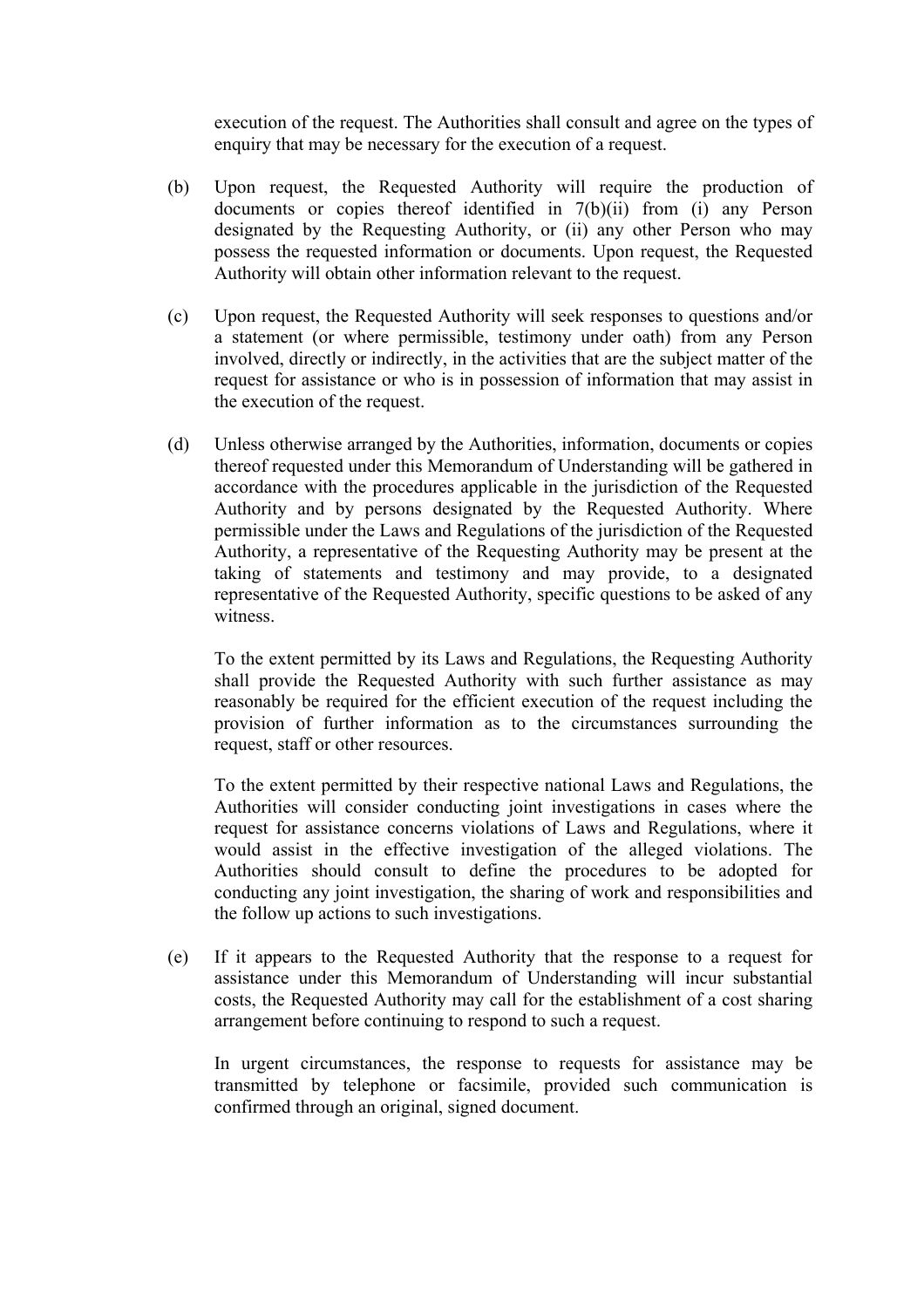execution of the request. The Authorities shall consult and agree on the types of enquiry that may be necessary for the execution of a request.

(b) Upon request, the Requested Authority will require the production of documents or copies thereof identified in 7(b)(ii) from (i) any Person designated by the Requesting Authority, or (ii) any other Person who may possess the requested information or documents. Upon request, the Requested Authority will obtain other information relevant to the request.

(c) Upon request, the Requested Authority will seek responses to questions and/or a statement (or where permissible, testimony under oath) from any Person involved, directly or indirectly, in the activities that are the subject matter of the request for assistance or who is in possession of information that may assist in the execution of the request.

(d) Unless otherwise arranged by the Authorities, information, documents or copies thereof requested under this Memorandum of Understanding will be gathered in accordance with the procedures applicable in the jurisdiction of the Requested Authority and by persons designated by the Requested Authority. Where permissible under the Laws and Regulations of the jurisdiction of the Requested Authority, a representative of the Requesting Authority may be present at the taking of statements and testimony and may provide, to a designated representative of the Requested Authority, specific questions to be asked of any witness.

To the extent permitted by its Laws and Regulations, the Requesting Authority shall provide the Requested Authority with such further assistance as may reasonably be required for the efficient execution of the request including the provision of further information as to the circumstances surrounding the request, staff or other resources.

To the extent permitted by their respective national Laws and Regulations, the Authorities will consider conducting joint investigations in cases where the request for assistance concerns violations of Laws and Regulations, where it would assist in the effective investigation of the alleged violations. The Authorities should consult to define the procedures to be adopted for conducting any joint investigation, the sharing of work and responsibilities and the follow up actions to such investigations.

(e) If it appears to the Requested Authority that the response to a request for assistance under this Memorandum of Understanding will incur substantial costs, the Requested Authority may call for the establishment of a cost sharing arrangement before continuing to respond to such a request.

In urgent circumstances, the response to requests for assistance may be transmitted by telephone or facsimile, provided such communication is confirmed through an original, signed document.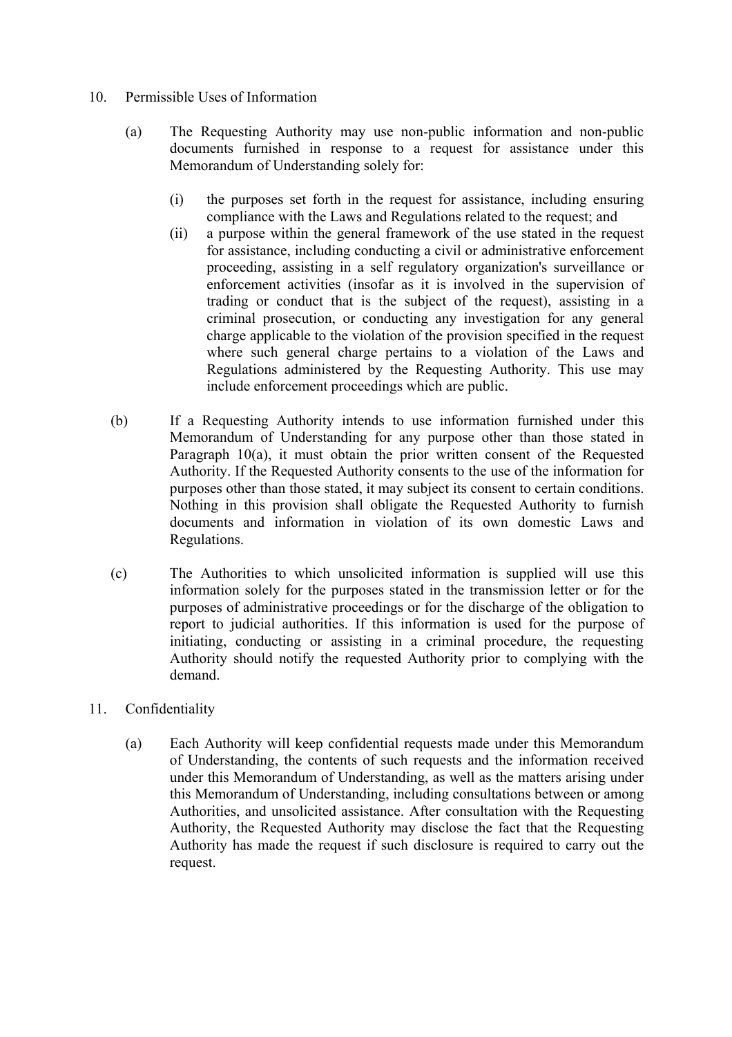10. Permissible Uses of Information

    (a) The Requesting Authority may use non-public information and non-public documents furnished in response to a request for assistance under this Memorandum of Understanding solely for:

        (i) the purposes set forth in the request for assistance, including ensuring compliance with the Laws and Regulations related to the request; and

        (ii) a purpose within the general framework of the use stated in the request for assistance, including conducting a civil or administrative enforcement proceeding, assisting in a self regulatory organization's surveillance or enforcement activities (insofar as it is involved in the supervision of trading or conduct that is the subject of the request), assisting in a criminal prosecution, or conducting any investigation for any general charge applicable to the violation of the provision specified in the request where such general charge pertains to a violation of the Laws and Regulations administered by the Requesting Authority. This use may include enforcement proceedings which are public.

    (b) If a Requesting Authority intends to use information furnished under this Memorandum of Understanding for any purpose other than those stated in Paragraph 10(a), it must obtain the prior written consent of the Requested Authority. If the Requested Authority consents to the use of the information for purposes other than those stated, it may subject its consent to certain conditions. Nothing in this provision shall obligate the Requested Authority to furnish documents and information in violation of its own domestic Laws and Regulations.

    (c) The Authorities to which unsolicited information is supplied will use this information solely for the purposes stated in the transmission letter or for the purposes of administrative proceedings or for the discharge of the obligation to report to judicial authorities. If this information is used for the purpose of initiating, conducting or assisting in a criminal procedure, the requesting Authority should notify the requested Authority prior to complying with the demand.

11. Confidentiality

    (a) Each Authority will keep confidential requests made under this Memorandum of Understanding, the contents of such requests and the information received under this Memorandum of Understanding, as well as the matters arising under this Memorandum of Understanding, including consultations between or among Authorities, and unsolicited assistance. After consultation with the Requesting Authority, the Requested Authority may disclose the fact that the Requesting Authority has made the request if such disclosure is required to carry out the request.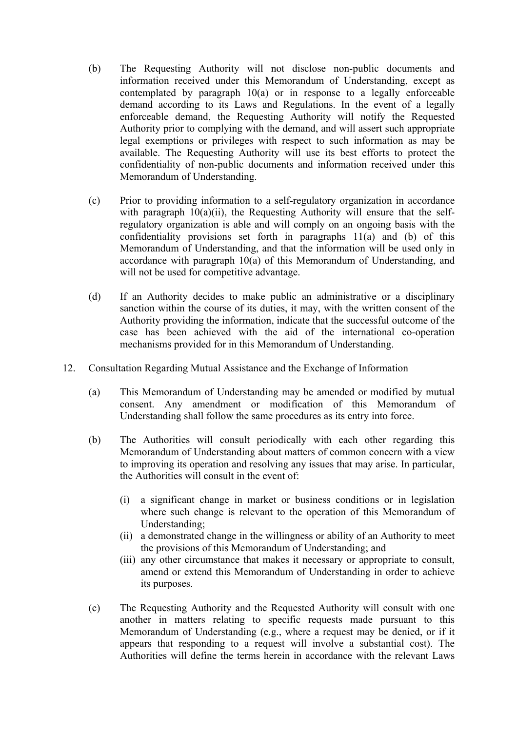(b) The Requesting Authority will not disclose non-public documents and information received under this Memorandum of Understanding, except as contemplated by paragraph 10(a) or in response to a legally enforceable demand according to its Laws and Regulations. In the event of a legally enforceable demand, the Requesting Authority will notify the Requested Authority prior to complying with the demand, and will assert such appropriate legal exemptions or privileges with respect to such information as may be available. The Requesting Authority will use its best efforts to protect the confidentiality of non-public documents and information received under this Memorandum of Understanding.

(c) Prior to providing information to a self-regulatory organization in accordance with paragraph 10(a)(ii), the Requesting Authority will ensure that the self-regulatory organization is able and will comply on an ongoing basis with the confidentiality provisions set forth in paragraphs 11(a) and (b) of this Memorandum of Understanding, and that the information will be used only in accordance with paragraph 10(a) of this Memorandum of Understanding, and will not be used for competitive advantage.

(d) If an Authority decides to make public an administrative or a disciplinary sanction within the course of its duties, it may, with the written consent of the Authority providing the information, indicate that the successful outcome of the case has been achieved with the aid of the international co-operation mechanisms provided for in this Memorandum of Understanding.

12. Consultation Regarding Mutual Assistance and the Exchange of Information

(a) This Memorandum of Understanding may be amended or modified by mutual consent. Any amendment or modification of this Memorandum of Understanding shall follow the same procedures as its entry into force.

(b) The Authorities will consult periodically with each other regarding this Memorandum of Understanding about matters of common concern with a view to improving its operation and resolving any issues that may arise. In particular, the Authorities will consult in the event of:

(i) a significant change in market or business conditions or in legislation where such change is relevant to the operation of this Memorandum of Understanding;
(ii) a demonstrated change in the willingness or ability of an Authority to meet the provisions of this Memorandum of Understanding; and
(iii) any other circumstance that makes it necessary or appropriate to consult, amend or extend this Memorandum of Understanding in order to achieve its purposes.

(c) The Requesting Authority and the Requested Authority will consult with one another in matters relating to specific requests made pursuant to this Memorandum of Understanding (e.g., where a request may be denied, or if it appears that responding to a request will involve a substantial cost). The Authorities will define the terms herein in accordance with the relevant Laws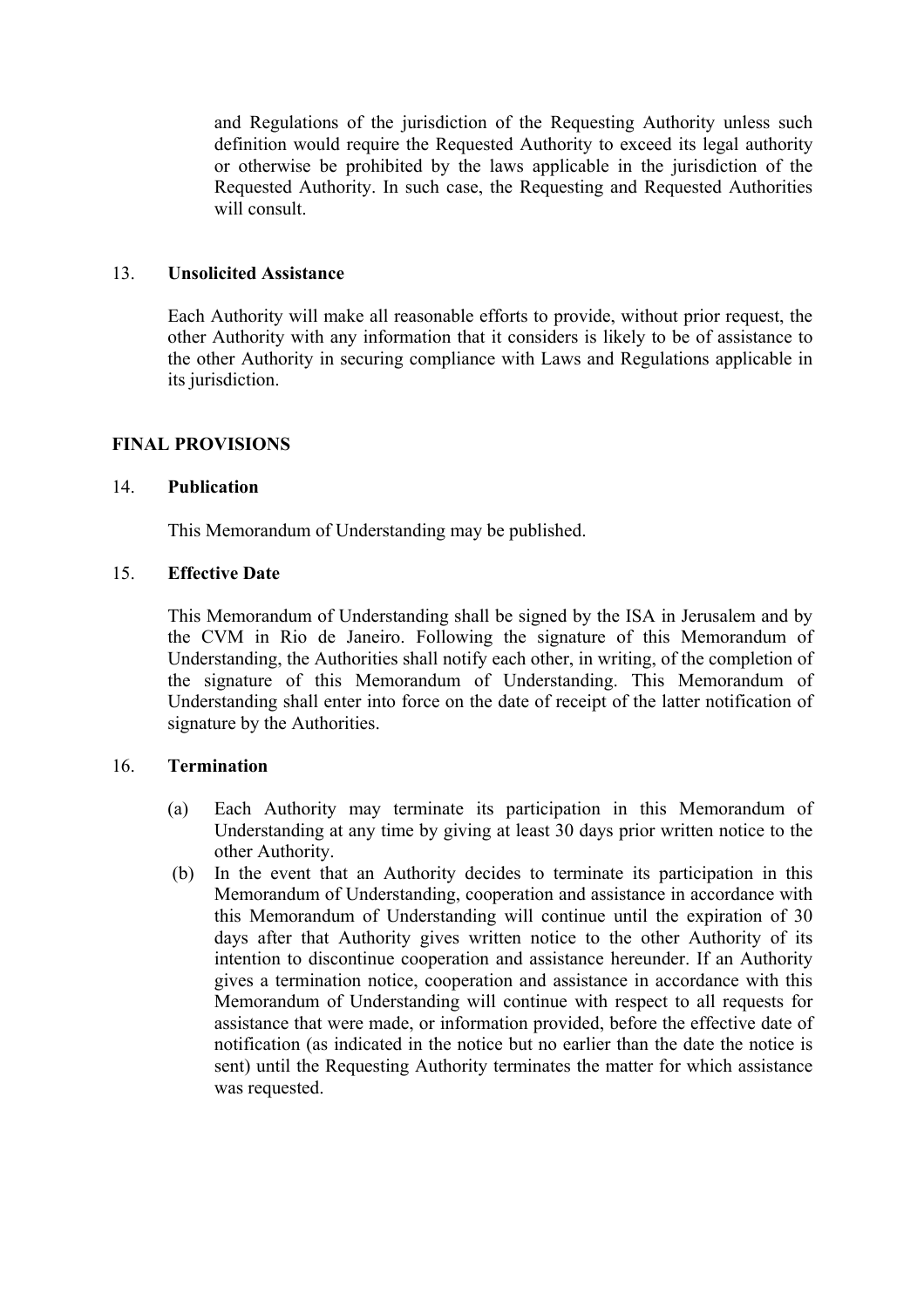and Regulations of the jurisdiction of the Requesting Authority unless such definition would require the Requested Authority to exceed its legal authority or otherwise be prohibited by the laws applicable in the jurisdiction of the Requested Authority. In such case, the Requesting and Requested Authorities will consult.

13. **Unsolicited Assistance**

Each Authority will make all reasonable efforts to provide, without prior request, the other Authority with any information that it considers is likely to be of assistance to the other Authority in securing compliance with Laws and Regulations applicable in its jurisdiction.

**FINAL PROVISIONS**

14. **Publication**

This Memorandum of Understanding may be published.

15. **Effective Date**

This Memorandum of Understanding shall be signed by the ISA in Jerusalem and by the CVM in Rio de Janeiro. Following the signature of this Memorandum of Understanding, the Authorities shall notify each other, in writing, of the completion of the signature of this Memorandum of Understanding. This Memorandum of Understanding shall enter into force on the date of receipt of the latter notification of signature by the Authorities.

16. **Termination**

(a) Each Authority may terminate its participation in this Memorandum of Understanding at any time by giving at least 30 days prior written notice to the other Authority.

(b) In the event that an Authority decides to terminate its participation in this Memorandum of Understanding, cooperation and assistance in accordance with this Memorandum of Understanding will continue until the expiration of 30 days after that Authority gives written notice to the other Authority of its intention to discontinue cooperation and assistance hereunder. If an Authority gives a termination notice, cooperation and assistance in accordance with this Memorandum of Understanding will continue with respect to all requests for assistance that were made, or information provided, before the effective date of notification (as indicated in the notice but no earlier than the date the notice is sent) until the Requesting Authority terminates the matter for which assistance was requested.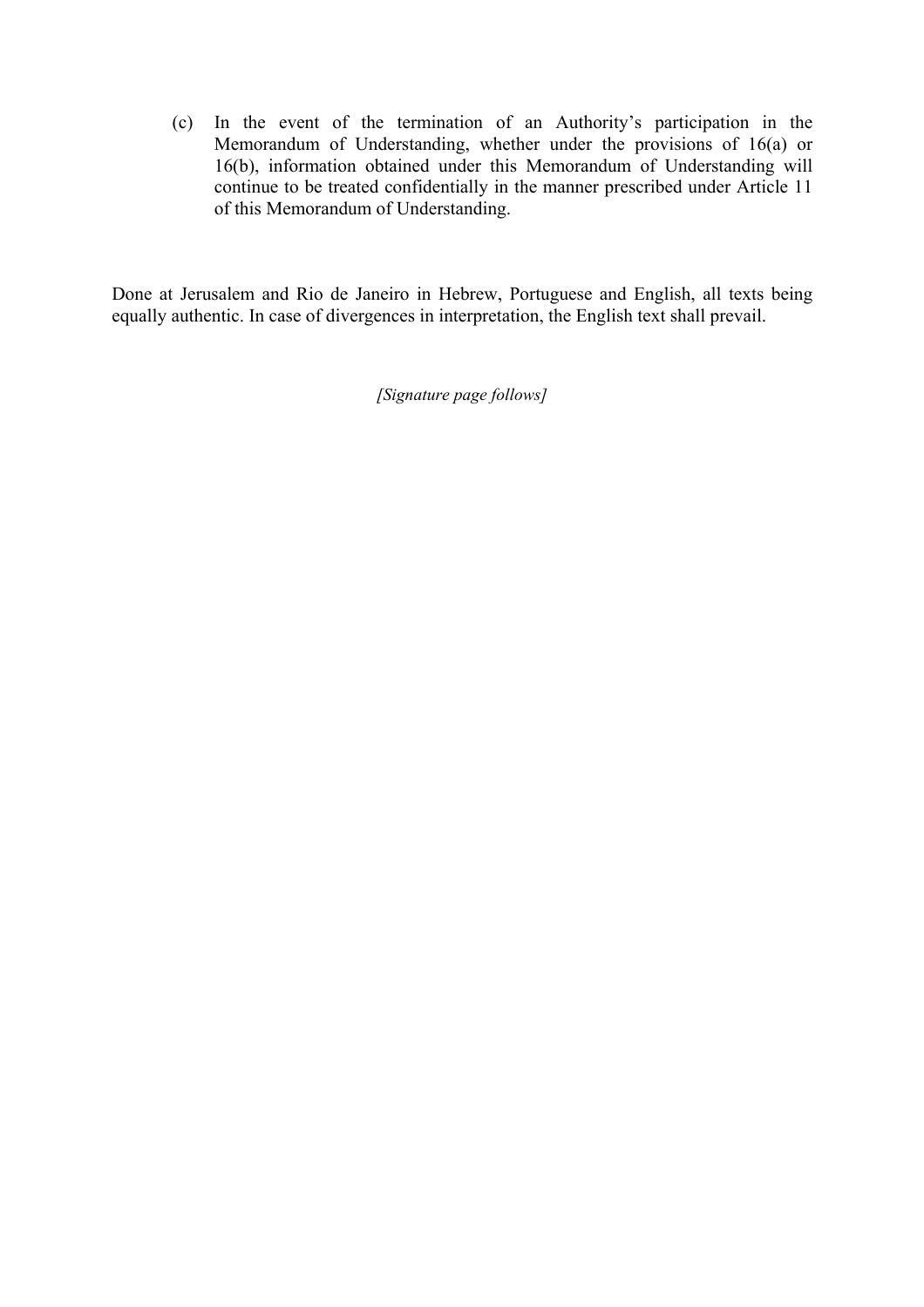(c) In the event of the termination of an Authority's participation in the Memorandum of Understanding, whether under the provisions of 16(a) or 16(b), information obtained under this Memorandum of Understanding will continue to be treated confidentially in the manner prescribed under Article 11 of this Memorandum of Understanding.

Done at Jerusalem and Rio de Janeiro in Hebrew, Portuguese and English, all texts being equally authentic. In case of divergences in interpretation, the English text shall prevail.

*[Signature page follows]*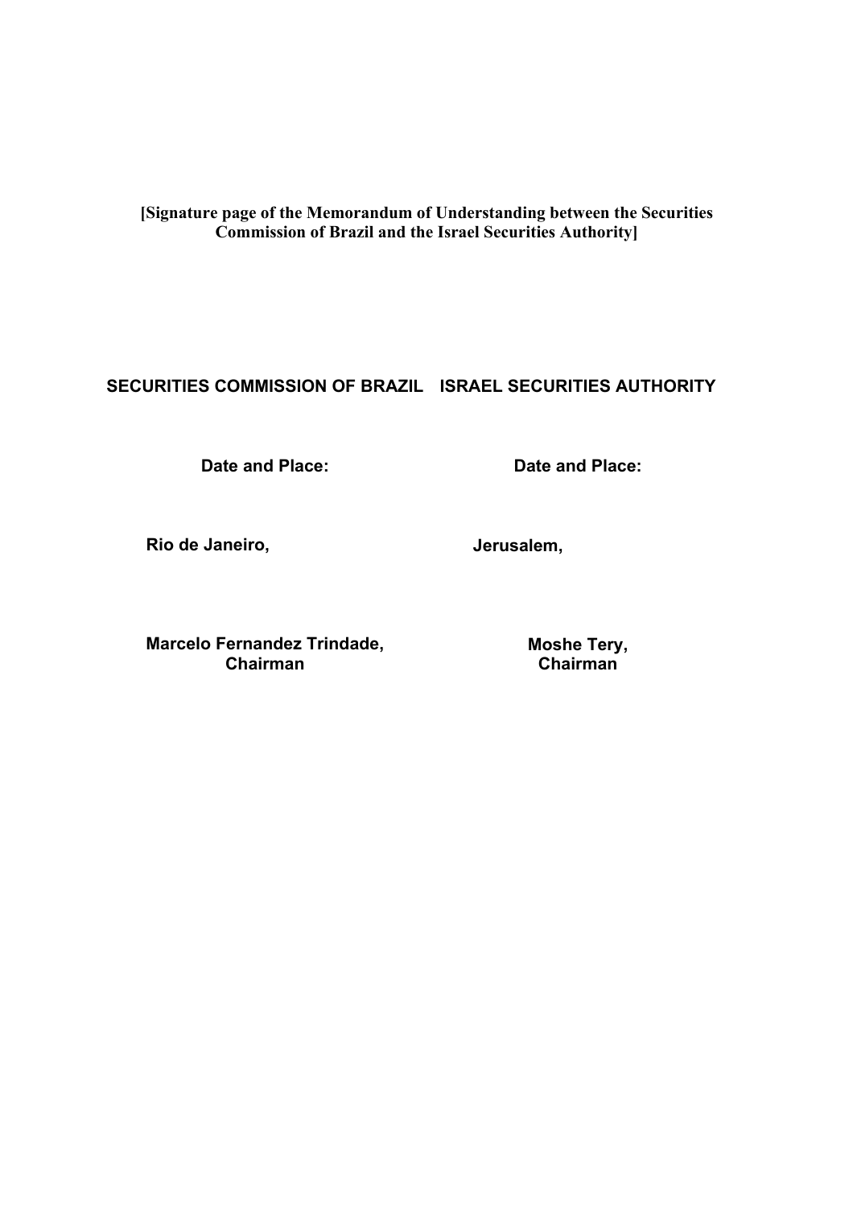**[Signature page of the Memorandum of Understanding between the Securities Commission of Brazil and the Israel Securities Authority]**

| **SECURITIES COMMISSION OF BRAZIL** | **ISRAEL SECURITIES AUTHORITY** |
| --- | --- |
| **Date and Place:** | **Date and Place:** |
| **Rio de Janeiro,** | **Jerusalem,** |
| **Marcelo Fernandez Trindade,**<br>**Chairman** | **Moshe Tery,**<br>**Chairman** |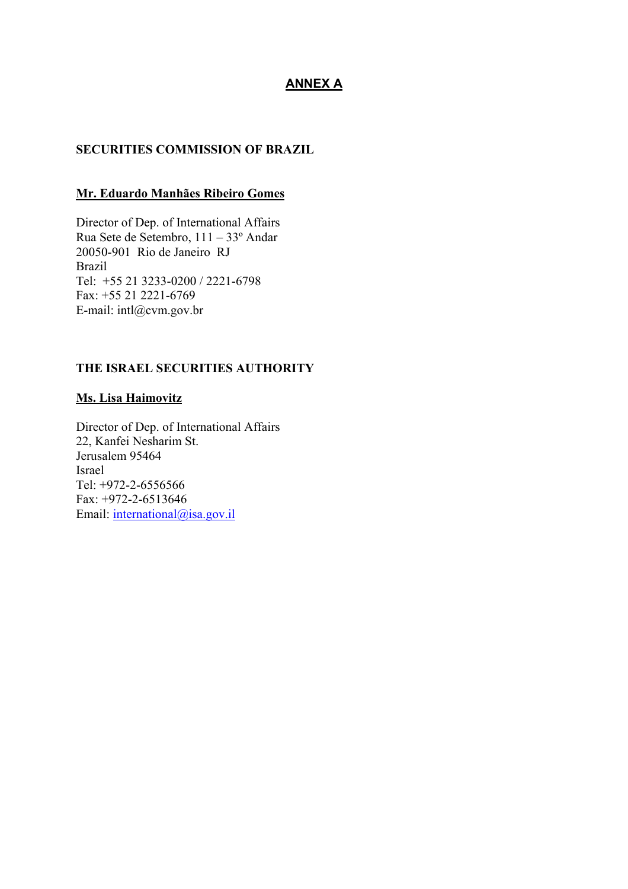# ANNEX A

**SECURITIES COMMISSION OF BRAZIL**

**Mr. Eduardo Manhães Ribeiro Gomes**

Director of Dep. of International Affairs
Rua Sete de Setembro, 111 – 33º Andar
20050-901 Rio de Janeiro RJ
Brazil
Tel: +55 21 3233-0200 / 2221-6798
Fax: +55 21 2221-6769
E-mail: intl@cvm.gov.br

**THE ISRAEL SECURITIES AUTHORITY**

**Ms. Lisa Haimovitz**

Director of Dep. of International Affairs
22, Kanfei Nesharim St.
Jerusalem 95464
Israel
Tel: +972-2-6556566
Fax: +972-2-6513646
Email: international@isa.gov.il